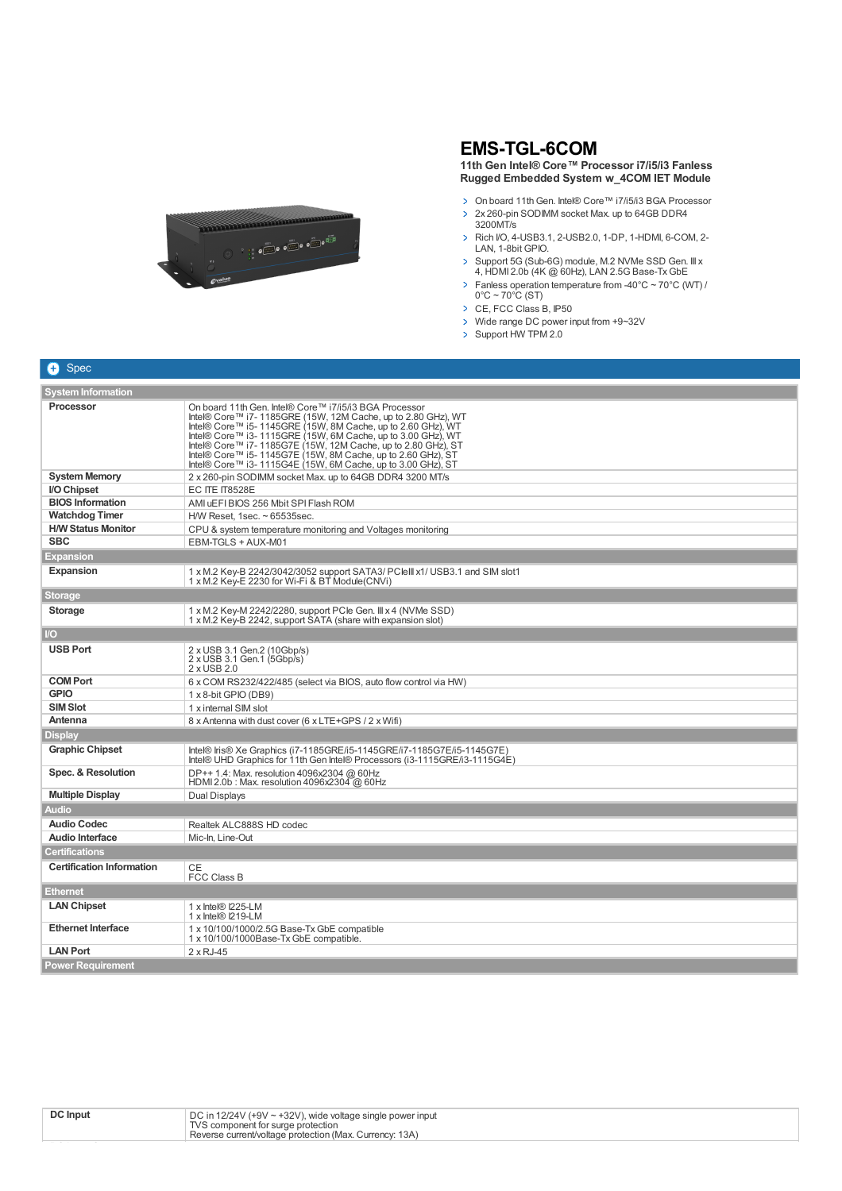# EMS-TGL-6COM

**11th Gen Intel® Core™ Processor i7/i5/i3 Fanless Rugged Embedded System w_4COM IET Module**

- On board 11th Gen. Intel® Core™ i7/i5/i3 BGA Processor
- 2x 260-pin SODIMM socket Max. up to 64GB DDR4 3200MT/s
- Rich I/O, 4-USB3.1, 2-USB2.0, 1-DP, 1-HDMI, 6-COM, 2-LAN, 1-8bit GPIO.
- Support 5G (Sub-6G) module, M.2 NVMe SSD Gen. III x 4, HDMI 2.0b (4K @ 60Hz), LAN 2.5G Base-Tx GbE
- Fanless operation temperature from -40°C ~ 70°C (WT) / 0°C ~ 70°C (ST)
- CE, FCC Class B, IP50
- Wide range DC power input from +9~32V
- Support HW TPM 2.0

## Spec

| System Information | |
|---|---|
| **Processor** | On board 11th Gen. Intel® Core™ i7/i5/i3 BGA Processor<br>Intel® Core™ i7- 1185GRE (15W, 12M Cache, up to 2.80 GHz), WT<br>Intel® Core™ i5- 1145GRE (15W, 8M Cache, up to 2.60 GHz), WT<br>Intel® Core™ i3- 1115GRE (15W, 6M Cache, up to 3.00 GHz), WT<br>Intel® Core™ i7- 1185G7E (15W, 12M Cache, up to 2.80 GHz), ST<br>Intel® Core™ i5- 1145G7E (15W, 8M Cache, up to 2.60 GHz), ST<br>Intel® Core™ i3- 1115G4E (15W, 6M Cache, up to 3.00 GHz), ST |
| **System Memory** | 2 x 260-pin SODIMM socket Max. up to 64GB DDR4 3200 MT/s |
| **I/O Chipset** | EC ITE IT8528E |
| **BIOS Information** | AMI uEFI BIOS 256 Mbit SPI Flash ROM |
| **Watchdog Timer** | H/W Reset, 1sec. ~ 65535sec. |
| **H/W Status Monitor** | CPU & system temperature monitoring and Voltages monitoring |
| **SBC** | EBM-TGLS + AUX-M01 |
| **Expansion** | |
| **Expansion** | 1 x M.2 Key-B 2242/3042/3052 support SATA3/ PCIeIII x1/ USB3.1 and SIM slot1<br>1 x M.2 Key-E 2230 for Wi-Fi & BT Module(CNVi) |
| **Storage** | |
| **Storage** | 1 x M.2 Key-M 2242/2280, support PCIe Gen. III x 4 (NVMe SSD)<br>1 x M.2 Key-B 2242, support SATA (share with expansion slot) |
| **I/O** | |
| **USB Port** | 2 x USB 3.1 Gen.2 (10Gbp/s)<br>2 x USB 3.1 Gen.1 (5Gbp/s)<br>2 x USB 2.0 |
| **COM Port** | 6 x COM RS232/422/485 (select via BIOS, auto flow control via HW) |
| **GPIO** | 1 x 8-bit GPIO (DB9) |
| **SIM Slot** | 1 x internal SIM slot |
| **Antenna** | 8 x Antenna with dust cover (6 x LTE+GPS / 2 x Wifi) |
| **Display** | |
| **Graphic Chipset** | Intel® Iris® Xe Graphics (i7-1185GRE/i5-1145GRE/i7-1185G7E/i5-1145G7E)<br>Intel® UHD Graphics for 11th Gen Intel® Processors (i3-1115GRE/i3-1115G4E) |
| **Spec. & Resolution** | DP++ 1.4: Max. resolution 4096x2304 @ 60Hz<br>HDMI 2.0b : Max. resolution 4096x2304 @ 60Hz |
| **Multiple Display** | Dual Displays |
| **Audio** | |
| **Audio Codec** | Realtek ALC888S HD codec |
| **Audio Interface** | Mic-In, Line-Out |
| **Certifications** | |
| **Certification Information** | CE<br>FCC Class B |
| **Ethernet** | |
| **LAN Chipset** | 1 x Intel® I225-LM<br>1 x Intel® I219-LM |
| **Ethernet Interface** | 1 x 10/100/1000/2.5G Base-Tx GbE compatible<br>1 x 10/100/1000Base-Tx GbE compatible. |
| **LAN Port** | 2 x RJ-45 |
| **Power Requirement** | |
| **DC Input** | DC in 12/24V (+9V ~ +32V), wide voltage single power input<br>TVS component for surge protection<br>Reverse current/voltage protection (Max. Currency: 13A) |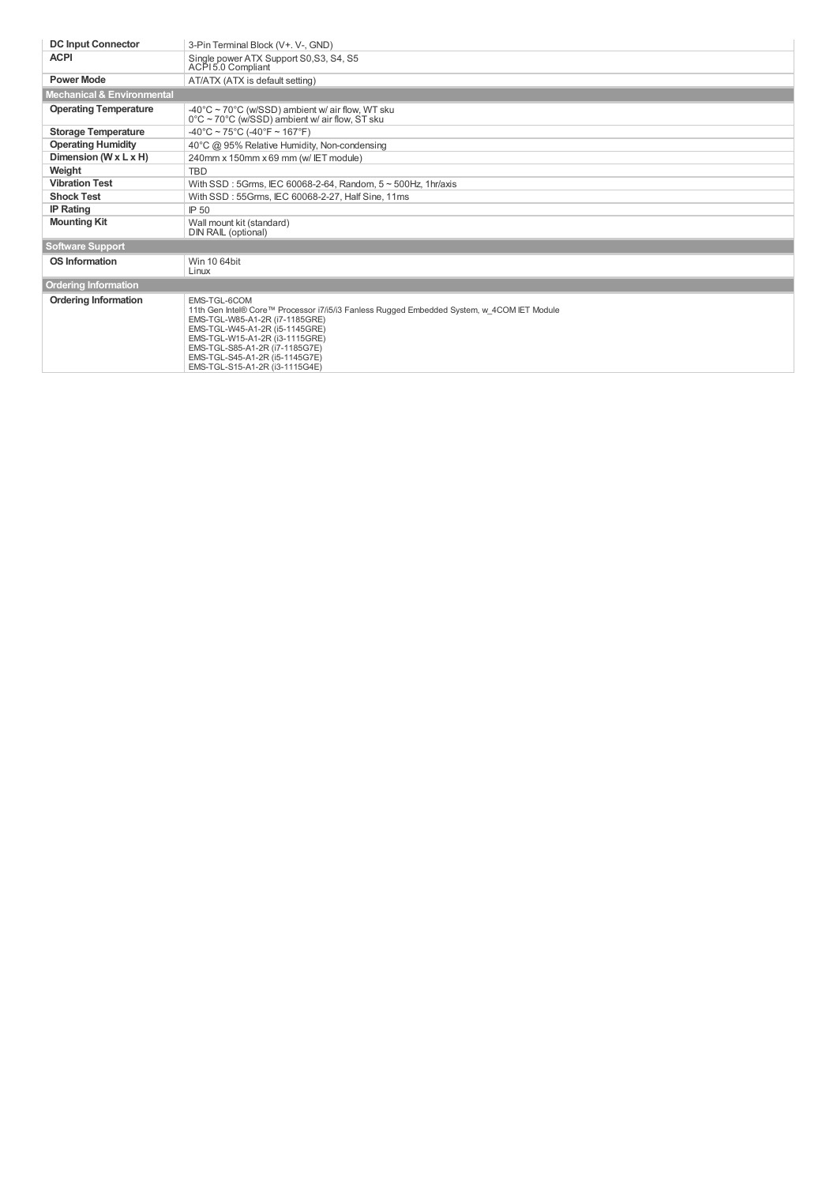| | |
|---|---|
| **DC Input Connector** | 3-Pin Terminal Block (V+. V-, GND) |
| **ACPI** | Single power ATX Support S0,S3, S4, S5<br>ACPI 5.0 Compliant |
| **Power Mode** | AT/ATX (ATX is default setting) |
| **Mechanical & Environmental** | |
| **Operating Temperature** | -40°C ~ 70°C (w/SSD) ambient w/ air flow, WT sku<br>0°C ~ 70°C (w/SSD) ambient w/ air flow, ST sku |
| **Storage Temperature** | -40°C ~ 75°C (-40°F ~ 167°F) |
| **Operating Humidity** | 40°C @ 95% Relative Humidity, Non-condensing |
| **Dimension (W x L x H)** | 240mm x 150mm x 69 mm (w/ IET module) |
| **Weight** | TBD |
| **Vibration Test** | With SSD : 5Grms, IEC 60068-2-64, Random, 5 ~ 500Hz, 1hr/axis |
| **Shock Test** | With SSD : 55Grms, IEC 60068-2-27, Half Sine, 11ms |
| **IP Rating** | IP 50 |
| **Mounting Kit** | Wall mount kit (standard)<br>DIN RAIL (optional) |
| **Software Support** | |
| **OS Information** | Win 10 64bit<br>Linux |
| **Ordering Information** | |
| **Ordering Information** | EMS-TGL-6COM<br>11th Gen Intel® Core™ Processor i7/i5/i3 Fanless Rugged Embedded System, w_4COM IET Module<br>EMS-TGL-W85-A1-2R (i7-1185GRE)<br>EMS-TGL-W45-A1-2R (i5-1145GRE)<br>EMS-TGL-W15-A1-2R (i3-1115GRE)<br>EMS-TGL-S85-A1-2R (i7-1185G7E)<br>EMS-TGL-S45-A1-2R (i5-1145G7E)<br>EMS-TGL-S15-A1-2R (i3-1115G4E) |